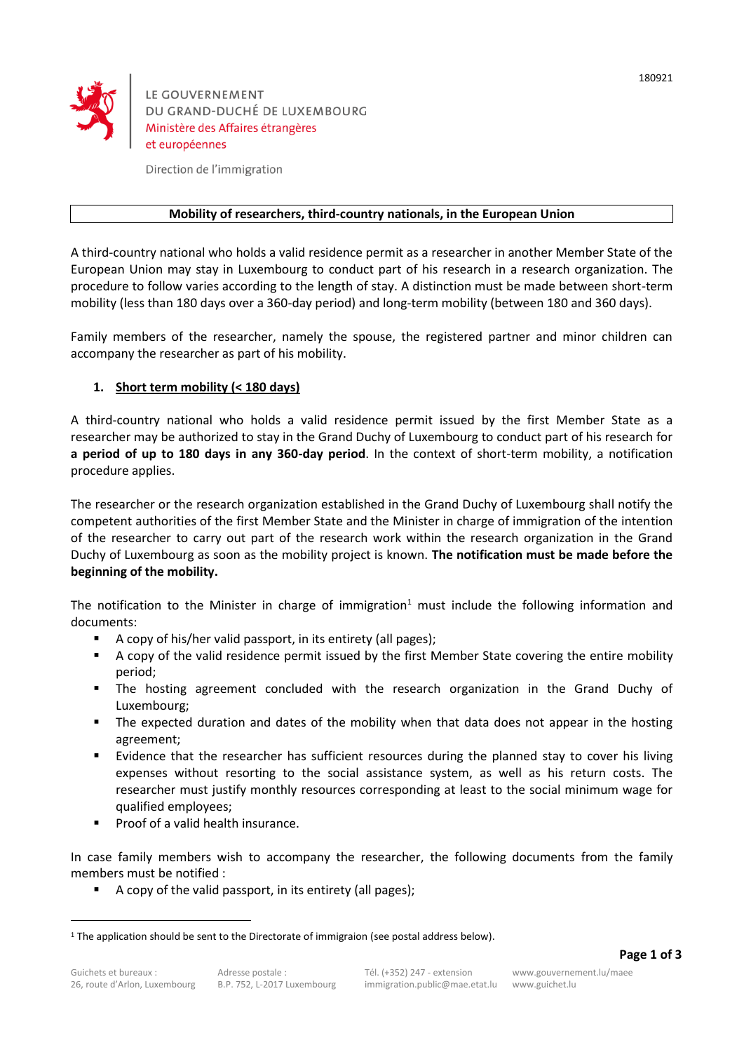LE GOUVERNEMENT
DU GRAND-DUCHÉ DE LUXEMBOURG
Ministère des Affaires étrangères
et européennes

Direction de l'immigration

180921

**Mobility of researchers, third-country nationals, in the European Union**

A third-country national who holds a valid residence permit as a researcher in another Member State of the European Union may stay in Luxembourg to conduct part of his research in a research organization. The procedure to follow varies according to the length of stay. A distinction must be made between short-term mobility (less than 180 days over a 360-day period) and long-term mobility (between 180 and 360 days).

Family members of the researcher, namely the spouse, the registered partner and minor children can accompany the researcher as part of his mobility.

## 1. Short term mobility (< 180 days)

A third-country national who holds a valid residence permit issued by the first Member State as a researcher may be authorized to stay in the Grand Duchy of Luxembourg to conduct part of his research for **a period of up to 180 days in any 360-day period**. In the context of short-term mobility, a notification procedure applies.

The researcher or the research organization established in the Grand Duchy of Luxembourg shall notify the competent authorities of the first Member State and the Minister in charge of immigration of the intention of the researcher to carry out part of the research work within the research organization in the Grand Duchy of Luxembourg as soon as the mobility project is known. **The notification must be made before the beginning of the mobility.**

The notification to the Minister in charge of immigration[1] must include the following information and documents:

- A copy of his/her valid passport, in its entirety (all pages);
- A copy of the valid residence permit issued by the first Member State covering the entire mobility period;
- The hosting agreement concluded with the research organization in the Grand Duchy of Luxembourg;
- The expected duration and dates of the mobility when that data does not appear in the hosting agreement;
- Evidence that the researcher has sufficient resources during the planned stay to cover his living expenses without resorting to the social assistance system, as well as his return costs. The researcher must justify monthly resources corresponding at least to the social minimum wage for qualified employees;
- Proof of a valid health insurance.

In case family members wish to accompany the researcher, the following documents from the family members must be notified :

- A copy of the valid passport, in its entirety (all pages);

[1] The application should be sent to the Directorate of immigraion (see postal address below).

Guichets et bureaux : 26, route d'Arlon, Luxembourg | Adresse postale : B.P. 752, L-2017 Luxembourg | Tél. (+352) 247 - extension immigration.public@mae.etat.lu | www.gouvernement.lu/maee www.guichet.lu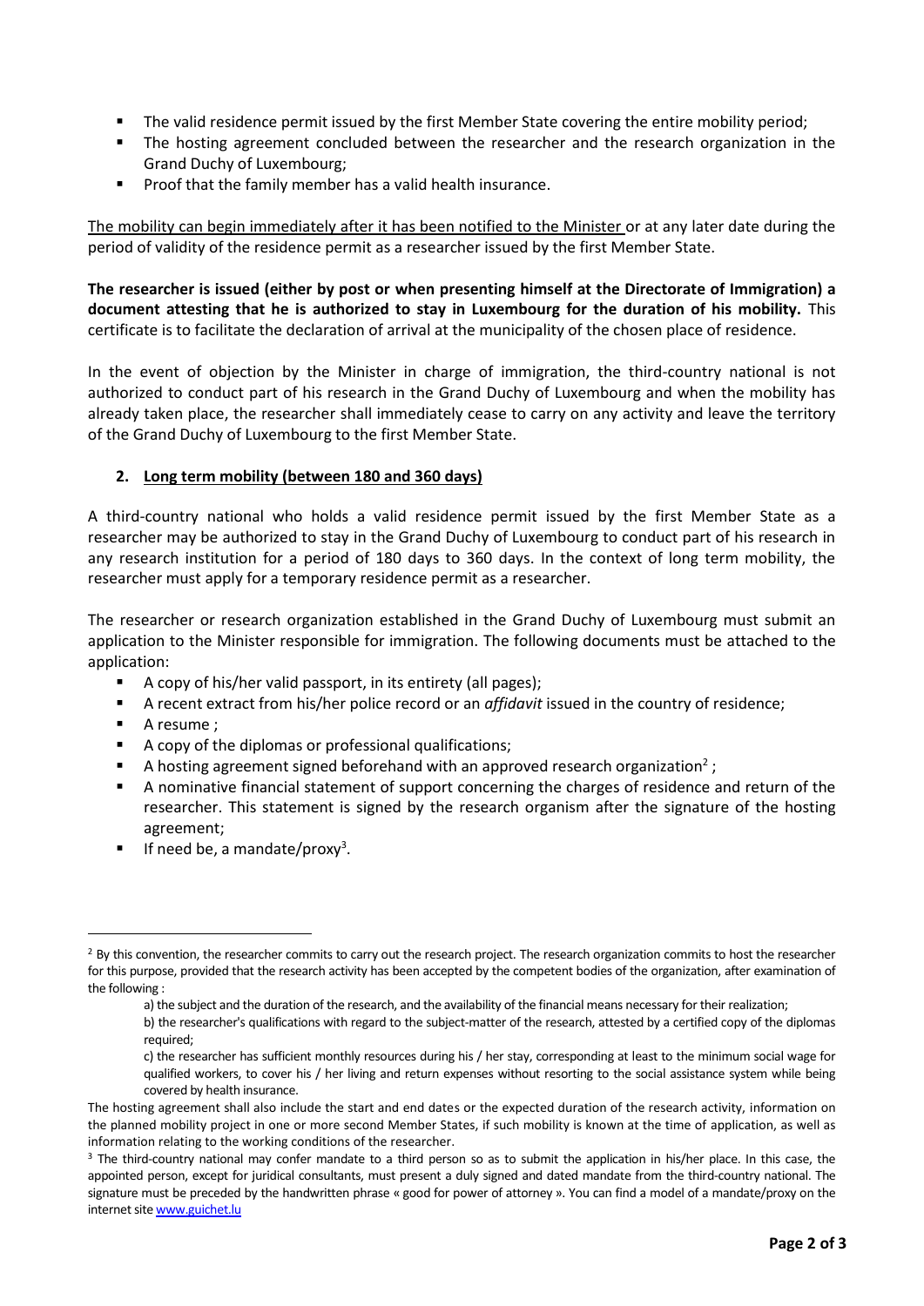- The valid residence permit issued by the first Member State covering the entire mobility period;
- The hosting agreement concluded between the researcher and the research organization in the Grand Duchy of Luxembourg;
- Proof that the family member has a valid health insurance.

The mobility can begin immediately after it has been notified to the Minister or at any later date during the period of validity of the residence permit as a researcher issued by the first Member State.

**The researcher is issued (either by post or when presenting himself at the Directorate of Immigration) a document attesting that he is authorized to stay in Luxembourg for the duration of his mobility.** This certificate is to facilitate the declaration of arrival at the municipality of the chosen place of residence.

In the event of objection by the Minister in charge of immigration, the third-country national is not authorized to conduct part of his research in the Grand Duchy of Luxembourg and when the mobility has already taken place, the researcher shall immediately cease to carry on any activity and leave the territory of the Grand Duchy of Luxembourg to the first Member State.

## 2. Long term mobility (between 180 and 360 days)

A third-country national who holds a valid residence permit issued by the first Member State as a researcher may be authorized to stay in the Grand Duchy of Luxembourg to conduct part of his research in any research institution for a period of 180 days to 360 days. In the context of long term mobility, the researcher must apply for a temporary residence permit as a researcher.

The researcher or research organization established in the Grand Duchy of Luxembourg must submit an application to the Minister responsible for immigration. The following documents must be attached to the application:

- A copy of his/her valid passport, in its entirety (all pages);
- A recent extract from his/her police record or an *affidavit* issued in the country of residence;
- A resume ;
- A copy of the diplomas or professional qualifications;
- A hosting agreement signed beforehand with an approved research organization[2] ;
- A nominative financial statement of support concerning the charges of residence and return of the researcher. This statement is signed by the research organism after the signature of the hosting agreement;
- If need be, a mandate/proxy[3].

---

[2] By this convention, the researcher commits to carry out the research project. The research organization commits to host the researcher for this purpose, provided that the research activity has been accepted by the competent bodies of the organization, after examination of the following :

a) the subject and the duration of the research, and the availability of the financial means necessary for their realization;

b) the researcher's qualifications with regard to the subject-matter of the research, attested by a certified copy of the diplomas required;

c) the researcher has sufficient monthly resources during his / her stay, corresponding at least to the minimum social wage for qualified workers, to cover his / her living and return expenses without resorting to the social assistance system while being covered by health insurance.

The hosting agreement shall also include the start and end dates or the expected duration of the research activity, information on the planned mobility project in one or more second Member States, if such mobility is known at the time of application, as well as information relating to the working conditions of the researcher.

[3] The third-country national may confer mandate to a third person so as to submit the application in his/her place. In this case, the appointed person, except for juridical consultants, must present a duly signed and dated mandate from the third-country national. The signature must be preceded by the handwritten phrase « good for power of attorney ». You can find a model of a mandate/proxy on the internet site www.guichet.lu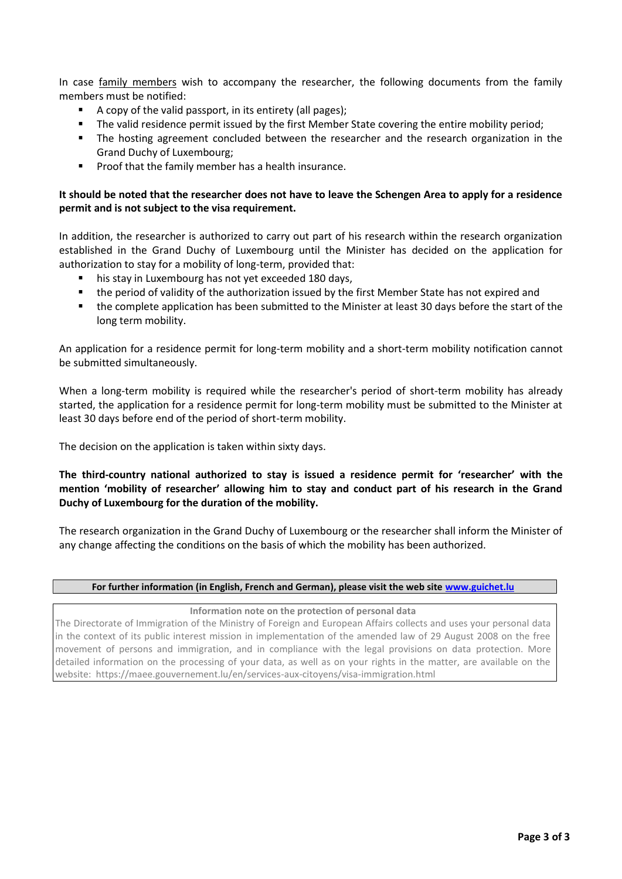In case family members wish to accompany the researcher, the following documents from the family members must be notified:

- A copy of the valid passport, in its entirety (all pages);
- The valid residence permit issued by the first Member State covering the entire mobility period;
- The hosting agreement concluded between the researcher and the research organization in the Grand Duchy of Luxembourg;
- Proof that the family member has a health insurance.

**It should be noted that the researcher does not have to leave the Schengen Area to apply for a residence permit and is not subject to the visa requirement.**

In addition, the researcher is authorized to carry out part of his research within the research organization established in the Grand Duchy of Luxembourg until the Minister has decided on the application for authorization to stay for a mobility of long-term, provided that:

- his stay in Luxembourg has not yet exceeded 180 days,
- the period of validity of the authorization issued by the first Member State has not expired and
- the complete application has been submitted to the Minister at least 30 days before the start of the long term mobility.

An application for a residence permit for long-term mobility and a short-term mobility notification cannot be submitted simultaneously.

When a long-term mobility is required while the researcher's period of short-term mobility has already started, the application for a residence permit for long-term mobility must be submitted to the Minister at least 30 days before end of the period of short-term mobility.

The decision on the application is taken within sixty days.

**The third-country national authorized to stay is issued a residence permit for 'researcher' with the mention 'mobility of researcher' allowing him to stay and conduct part of his research in the Grand Duchy of Luxembourg for the duration of the mobility.**

The research organization in the Grand Duchy of Luxembourg or the researcher shall inform the Minister of any change affecting the conditions on the basis of which the mobility has been authorized.

**For further information (in English, French and German), please visit the web site [www.guichet.lu](http://www.guichet.lu)**

**Information note on the protection of personal data**

The Directorate of Immigration of the Ministry of Foreign and European Affairs collects and uses your personal data in the context of its public interest mission in implementation of the amended law of 29 August 2008 on the free movement of persons and immigration, and in compliance with the legal provisions on data protection. More detailed information on the processing of your data, as well as on your rights in the matter, are available on the website: https://maee.gouvernement.lu/en/services-aux-citoyens/visa-immigration.html